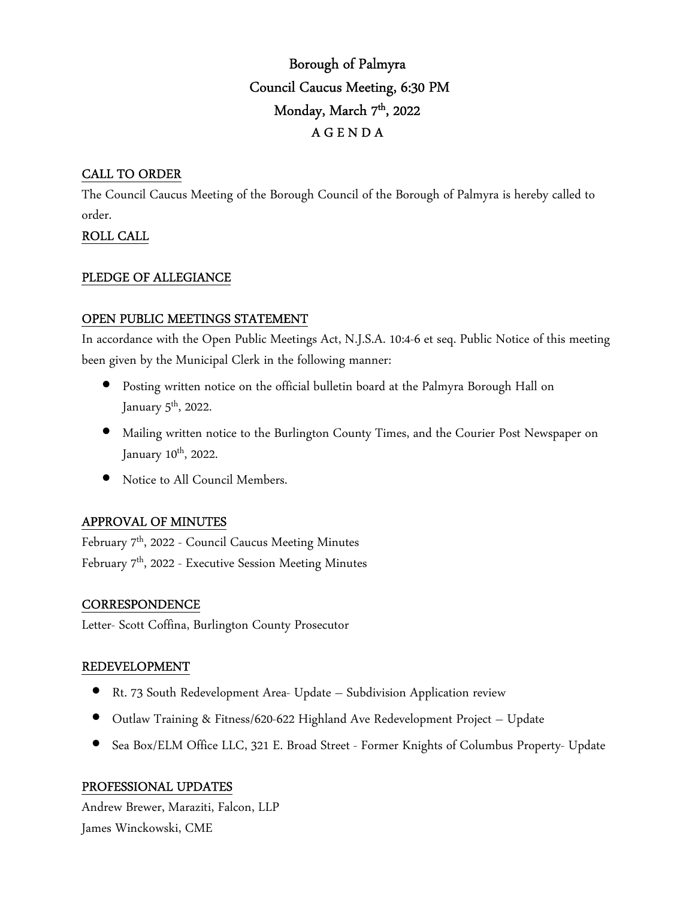# Borough of Palmyra

## Council Caucus Meeting, 6:30 PM

## Monday, March 7th, 2022

## A G E N D A

**CALL TO ORDER**

The Council Caucus Meeting of the Borough Council of the Borough of Palmyra is hereby called to order.

**ROLL CALL**

**PLEDGE OF ALLEGIANCE**

**OPEN PUBLIC MEETINGS STATEMENT**

In accordance with the Open Public Meetings Act, N.J.S.A. 10:4-6 et seq. Public Notice of this meeting been given by the Municipal Clerk in the following manner:

- Posting written notice on the official bulletin board at the Palmyra Borough Hall on January 5th, 2022.
- Mailing written notice to the Burlington County Times, and the Courier Post Newspaper on January 10th, 2022.
- Notice to All Council Members.

**APPROVAL OF MINUTES**

February 7th, 2022 - Council Caucus Meeting Minutes

February 7th, 2022 - Executive Session Meeting Minutes

**CORRESPONDENCE**

Letter- Scott Coffina, Burlington County Prosecutor

**REDEVELOPMENT**

- Rt. 73 South Redevelopment Area- Update – Subdivision Application review
- Outlaw Training & Fitness/620-622 Highland Ave Redevelopment Project – Update
- Sea Box/ELM Office LLC, 321 E. Broad Street - Former Knights of Columbus Property- Update

**PROFESSIONAL UPDATES**

Andrew Brewer, Maraziti, Falcon, LLP

James Winckowski, CME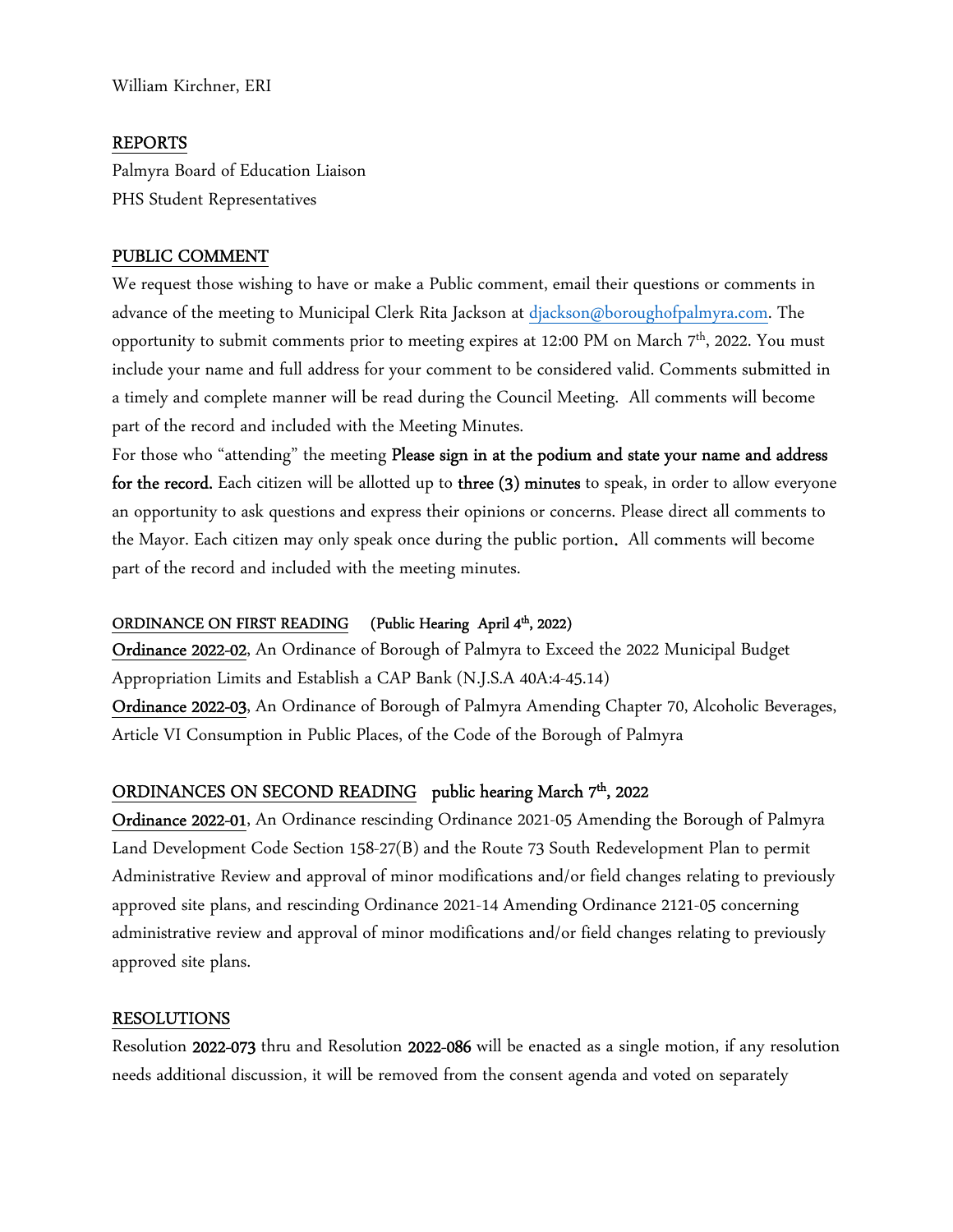William Kirchner, ERI

## REPORTS

Palmyra Board of Education Liaison
PHS Student Representatives

## PUBLIC COMMENT

We request those wishing to have or make a Public comment, email their questions or comments in advance of the meeting to Municipal Clerk Rita Jackson at djackson@boroughofpalmyra.com. The opportunity to submit comments prior to meeting expires at 12:00 PM on March 7th, 2022. You must include your name and full address for your comment to be considered valid. Comments submitted in a timely and complete manner will be read during the Council Meeting. All comments will become part of the record and included with the Meeting Minutes.

For those who "attending" the meeting **Please sign in at the podium and state your name and address for the record.** Each citizen will be allotted up to **three (3) minutes** to speak, in order to allow everyone an opportunity to ask questions and express their opinions or concerns. Please direct all comments to the Mayor. Each citizen may only speak once during the public portion. All comments will become part of the record and included with the meeting minutes.

## ORDINANCE ON FIRST READING (Public Hearing April 4th, 2022)

**Ordinance 2022-02**, An Ordinance of Borough of Palmyra to Exceed the 2022 Municipal Budget Appropriation Limits and Establish a CAP Bank (N.J.S.A 40A:4-45.14)

**Ordinance 2022-03**, An Ordinance of Borough of Palmyra Amending Chapter 70, Alcoholic Beverages, Article VI Consumption in Public Places, of the Code of the Borough of Palmyra

## ORDINANCES ON SECOND READING public hearing March 7th, 2022

**Ordinance 2022-01**, An Ordinance rescinding Ordinance 2021-05 Amending the Borough of Palmyra Land Development Code Section 158-27(B) and the Route 73 South Redevelopment Plan to permit Administrative Review and approval of minor modifications and/or field changes relating to previously approved site plans, and rescinding Ordinance 2021-14 Amending Ordinance 2121-05 concerning administrative review and approval of minor modifications and/or field changes relating to previously approved site plans.

## RESOLUTIONS

Resolution **2022-073** thru and Resolution **2022-086** will be enacted as a single motion, if any resolution needs additional discussion, it will be removed from the consent agenda and voted on separately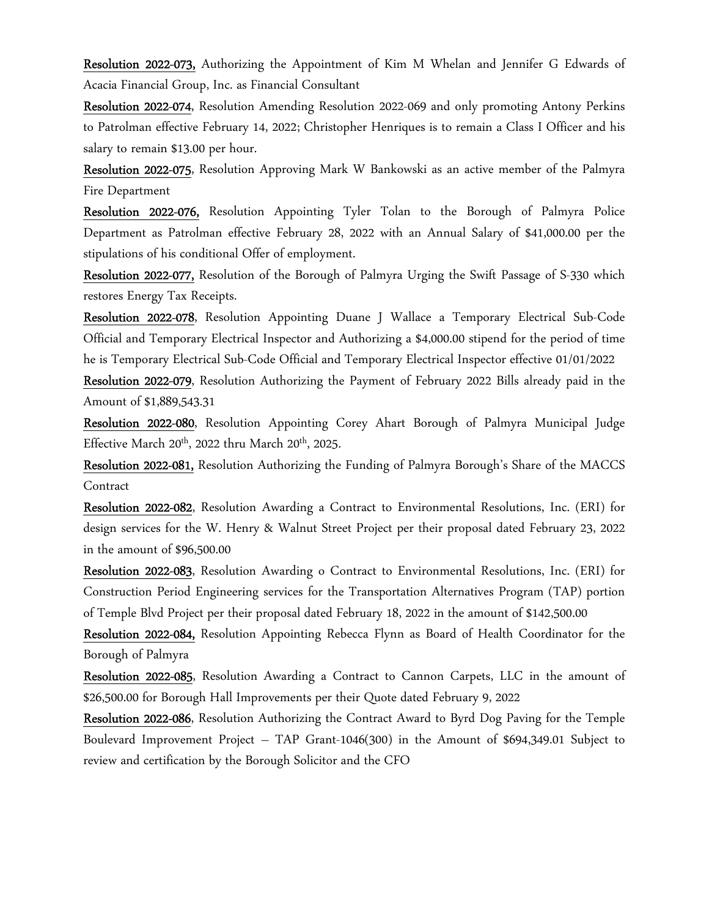**Resolution 2022-073,** Authorizing the Appointment of Kim M Whelan and Jennifer G Edwards of Acacia Financial Group, Inc. as Financial Consultant

**Resolution 2022-074**, Resolution Amending Resolution 2022-069 and only promoting Antony Perkins to Patrolman effective February 14, 2022; Christopher Henriques is to remain a Class I Officer and his salary to remain $13.00 per hour.

**Resolution 2022-075**, Resolution Approving Mark W Bankowski as an active member of the Palmyra Fire Department

**Resolution 2022-076,** Resolution Appointing Tyler Tolan to the Borough of Palmyra Police Department as Patrolman effective February 28, 2022 with an Annual Salary of $41,000.00 per the stipulations of his conditional Offer of employment.

**Resolution 2022-077,** Resolution of the Borough of Palmyra Urging the Swift Passage of S-330 which restores Energy Tax Receipts.

**Resolution 2022-078**, Resolution Appointing Duane J Wallace a Temporary Electrical Sub-Code Official and Temporary Electrical Inspector and Authorizing a $4,000.00 stipend for the period of time he is Temporary Electrical Sub-Code Official and Temporary Electrical Inspector effective 01/01/2022

**Resolution 2022-079**, Resolution Authorizing the Payment of February 2022 Bills already paid in the Amount of $1,889,543.31

**Resolution 2022-080**, Resolution Appointing Corey Ahart Borough of Palmyra Municipal Judge Effective March 20th, 2022 thru March 20th, 2025.

**Resolution 2022-081,** Resolution Authorizing the Funding of Palmyra Borough's Share of the MACCS Contract

**Resolution 2022-082**, Resolution Awarding a Contract to Environmental Resolutions, Inc. (ERI) for design services for the W. Henry & Walnut Street Project per their proposal dated February 23, 2022 in the amount of $96,500.00

**Resolution 2022-083**, Resolution Awarding o Contract to Environmental Resolutions, Inc. (ERI) for Construction Period Engineering services for the Transportation Alternatives Program (TAP) portion of Temple Blvd Project per their proposal dated February 18, 2022 in the amount of $142,500.00

**Resolution 2022-084,** Resolution Appointing Rebecca Flynn as Board of Health Coordinator for the Borough of Palmyra

**Resolution 2022-085**, Resolution Awarding a Contract to Cannon Carpets, LLC in the amount of $26,500.00 for Borough Hall Improvements per their Quote dated February 9, 2022

**Resolution 2022-086**, Resolution Authorizing the Contract Award to Byrd Dog Paving for the Temple Boulevard Improvement Project – TAP Grant-1046(300) in the Amount of $694,349.01 Subject to review and certification by the Borough Solicitor and the CFO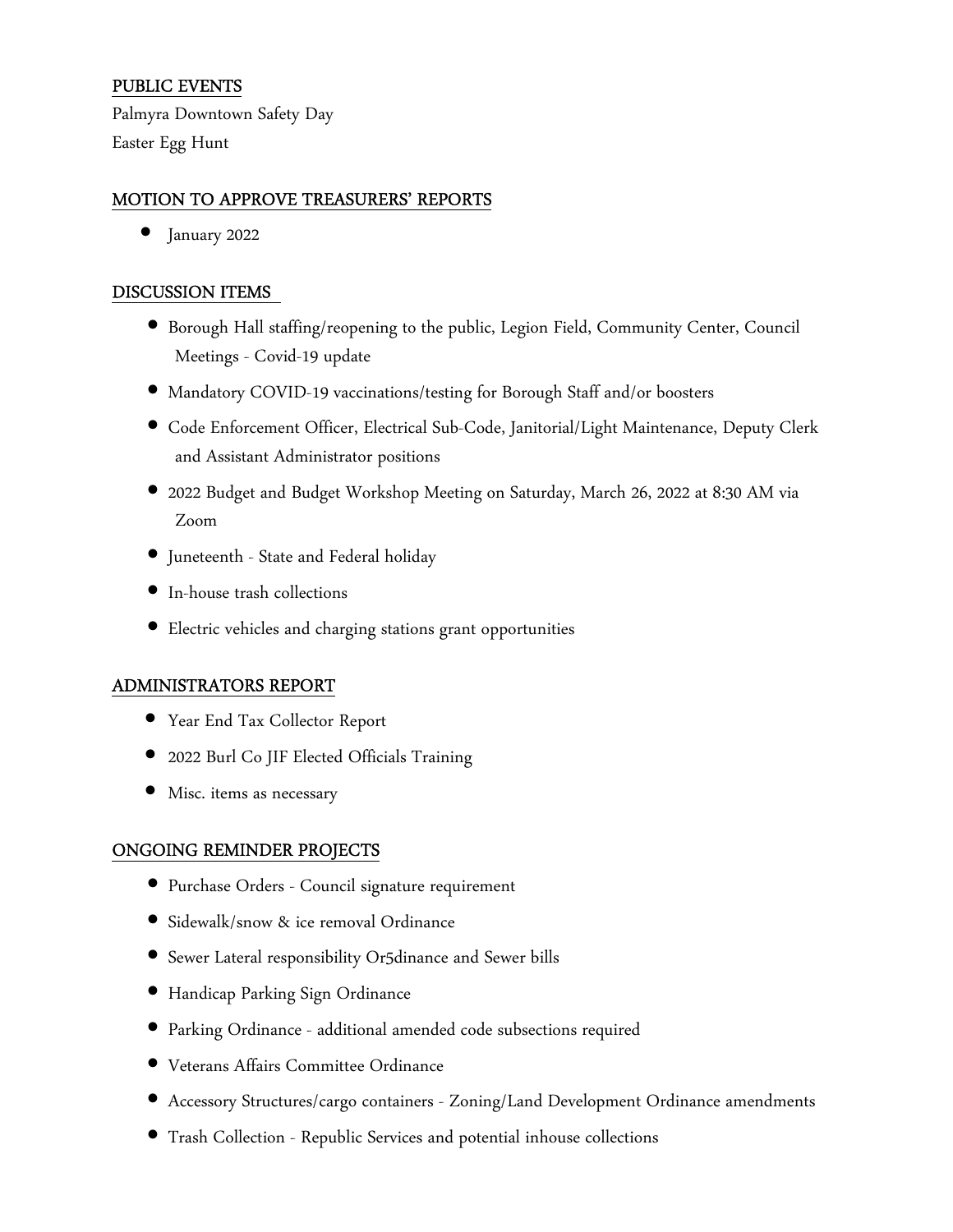## PUBLIC EVENTS

Palmyra Downtown Safety Day

Easter Egg Hunt

## MOTION TO APPROVE TREASURERS' REPORTS

- January 2022

## DISCUSSION ITEMS

- Borough Hall staffing/reopening to the public, Legion Field, Community Center, Council Meetings - Covid-19 update
- Mandatory COVID-19 vaccinations/testing for Borough Staff and/or boosters
- Code Enforcement Officer, Electrical Sub-Code, Janitorial/Light Maintenance, Deputy Clerk and Assistant Administrator positions
- 2022 Budget and Budget Workshop Meeting on Saturday, March 26, 2022 at 8:30 AM via Zoom
- Juneteenth - State and Federal holiday
- In-house trash collections
- Electric vehicles and charging stations grant opportunities

## ADMINISTRATORS REPORT

- Year End Tax Collector Report
- 2022 Burl Co JIF Elected Officials Training
- Misc. items as necessary

## ONGOING REMINDER PROJECTS

- Purchase Orders - Council signature requirement
- Sidewalk/snow & ice removal Ordinance
- Sewer Lateral responsibility Or5dinance and Sewer bills
- Handicap Parking Sign Ordinance
- Parking Ordinance - additional amended code subsections required
- Veterans Affairs Committee Ordinance
- Accessory Structures/cargo containers - Zoning/Land Development Ordinance amendments
- Trash Collection - Republic Services and potential inhouse collections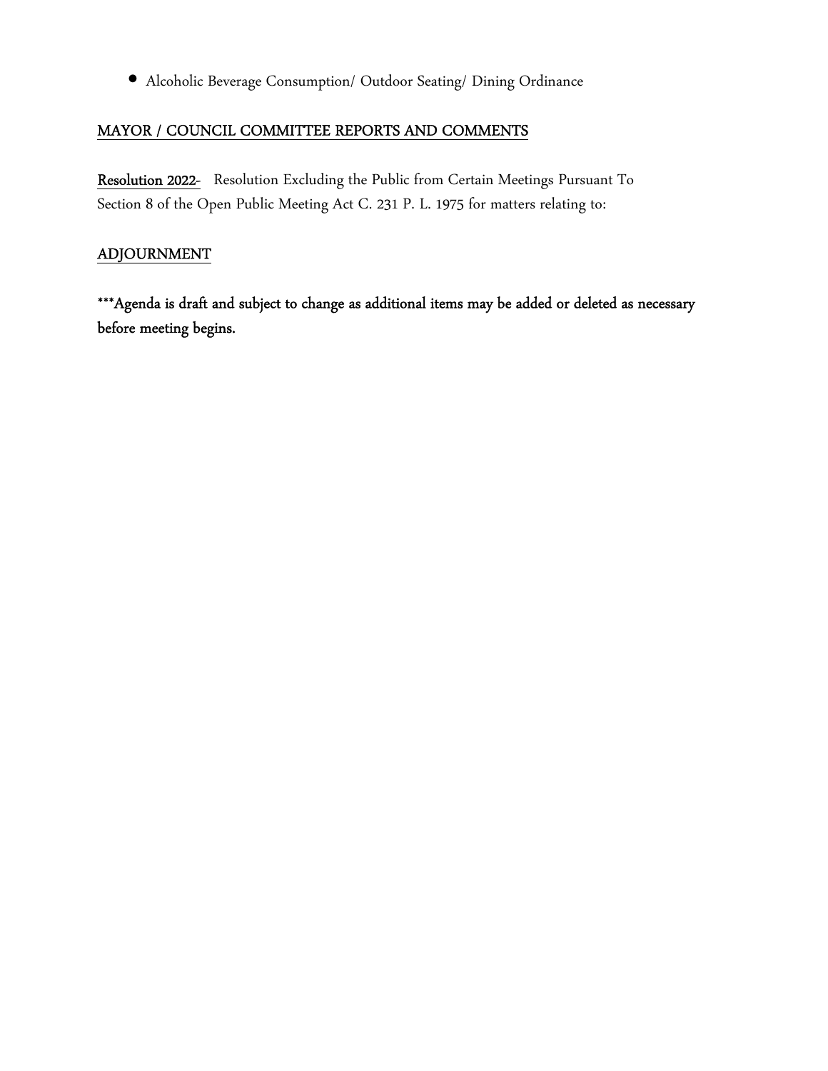- Alcoholic Beverage Consumption/ Outdoor Seating/ Dining Ordinance

## MAYOR / COUNCIL COMMITTEE REPORTS AND COMMENTS

**Resolution 2022-** Resolution Excluding the Public from Certain Meetings Pursuant To Section 8 of the Open Public Meeting Act C. 231 P. L. 1975 for matters relating to:

## ADJOURNMENT

**\*\*\*Agenda is draft and subject to change as additional items may be added or deleted as necessary before meeting begins.**